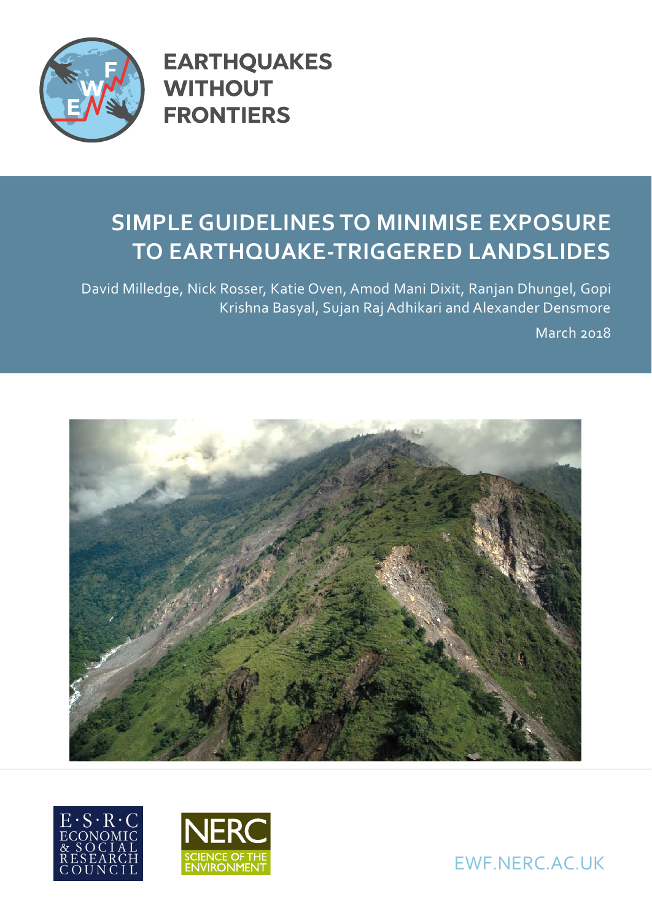# EARTHQUAKES WITHOUT FRONTIERS

## SIMPLE GUIDELINES TO MINIMISE EXPOSURE TO EARTHQUAKE-TRIGGERED LANDSLIDES

David Milledge, Nick Rosser, Katie Oven, Amod Mani Dixit, Ranjan Dhungel, Gopi Krishna Basyal, Sujan Raj Adhikari and Alexander Densmore

March 2018

E·S·R·C ECONOMIC & SOCIAL RESEARCH COUNCIL

NERC SCIENCE OF THE ENVIRONMENT

EWF.NERC.AC.UK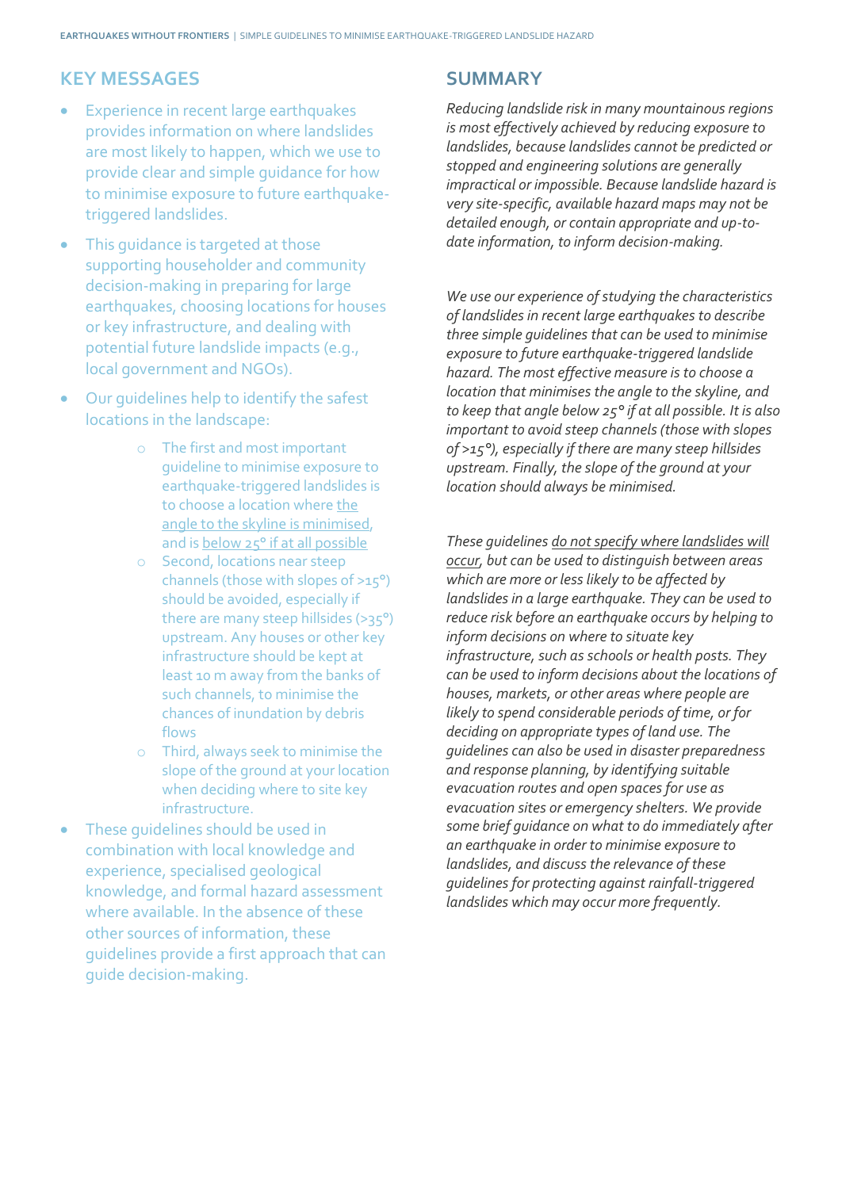## KEY MESSAGES

- Experience in recent large earthquakes provides information on where landslides are most likely to happen, which we use to provide clear and simple guidance for how to minimise exposure to future earthquake-triggered landslides.
- This guidance is targeted at those supporting householder and community decision-making in preparing for large earthquakes, choosing locations for houses or key infrastructure, and dealing with potential future landslide impacts (e.g., local government and NGOs).
- Our guidelines help to identify the safest locations in the landscape:
    - The first and most important guideline to minimise exposure to earthquake-triggered landslides is to choose a location where <u>the angle to the skyline is minimised</u>, and is <u>below 25° if at all possible</u>
    - Second, locations near steep channels (those with slopes of >15°) should be avoided, especially if there are many steep hillsides (>35°) upstream. Any houses or other key infrastructure should be kept at least 10 m away from the banks of such channels, to minimise the chances of inundation by debris flows
    - Third, always seek to minimise the slope of the ground at your location when deciding where to site key infrastructure.
- These guidelines should be used in combination with local knowledge and experience, specialised geological knowledge, and formal hazard assessment where available. In the absence of these other sources of information, these guidelines provide a first approach that can guide decision-making.

## SUMMARY

*Reducing landslide risk in many mountainous regions is most effectively achieved by reducing exposure to landslides, because landslides cannot be predicted or stopped and engineering solutions are generally impractical or impossible. Because landslide hazard is very site-specific, available hazard maps may not be detailed enough, or contain appropriate and up-to-date information, to inform decision-making.*

*We use our experience of studying the characteristics of landslides in recent large earthquakes to describe three simple guidelines that can be used to minimise exposure to future earthquake-triggered landslide hazard. The most effective measure is to choose a location that minimises the angle to the skyline, and to keep that angle below 25° if at all possible. It is also important to avoid steep channels (those with slopes of >15°), especially if there are many steep hillsides upstream. Finally, the slope of the ground at your location should always be minimised.*

*These guidelines <u>do not specify where landslides will occur</u>, but can be used to distinguish between areas which are more or less likely to be affected by landslides in a large earthquake. They can be used to reduce risk before an earthquake occurs by helping to inform decisions on where to situate key infrastructure, such as schools or health posts. They can be used to inform decisions about the locations of houses, markets, or other areas where people are likely to spend considerable periods of time, or for deciding on appropriate types of land use. The guidelines can also be used in disaster preparedness and response planning, by identifying suitable evacuation routes and open spaces for use as evacuation sites or emergency shelters. We provide some brief guidance on what to do immediately after an earthquake in order to minimise exposure to landslides, and discuss the relevance of these guidelines for protecting against rainfall-triggered landslides which may occur more frequently.*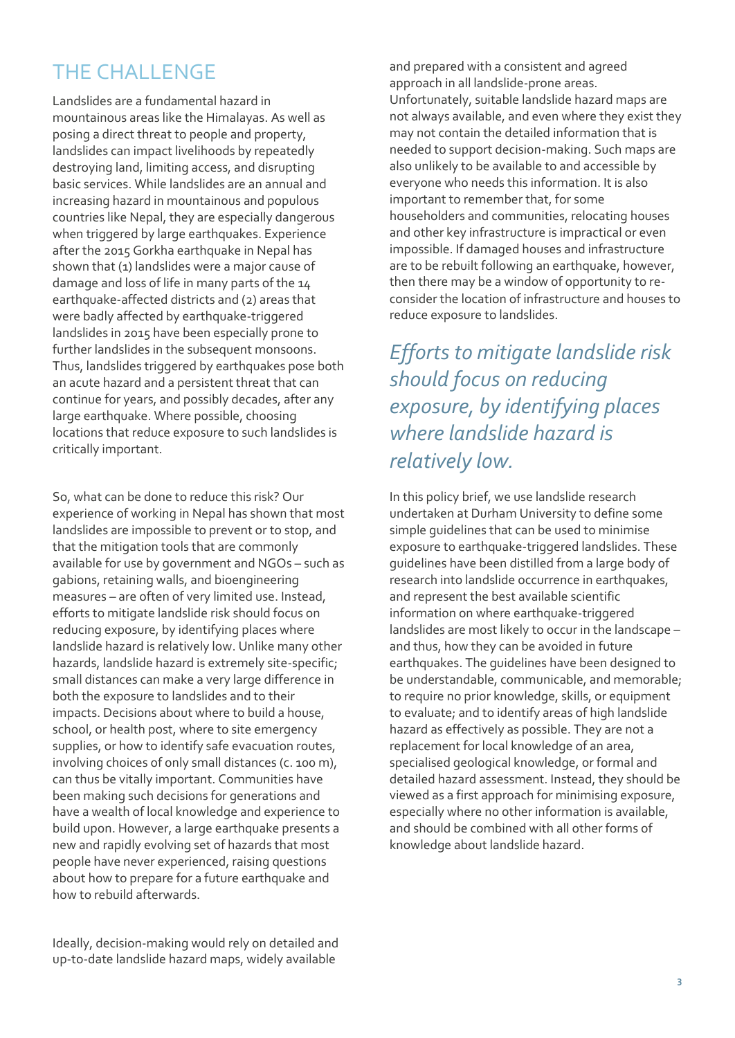## THE CHALLENGE

Landslides are a fundamental hazard in mountainous areas like the Himalayas. As well as posing a direct threat to people and property, landslides can impact livelihoods by repeatedly destroying land, limiting access, and disrupting basic services. While landslides are an annual and increasing hazard in mountainous and populous countries like Nepal, they are especially dangerous when triggered by large earthquakes. Experience after the 2015 Gorkha earthquake in Nepal has shown that (1) landslides were a major cause of damage and loss of life in many parts of the 14 earthquake-affected districts and (2) areas that were badly affected by earthquake-triggered landslides in 2015 have been especially prone to further landslides in the subsequent monsoons. Thus, landslides triggered by earthquakes pose both an acute hazard and a persistent threat that can continue for years, and possibly decades, after any large earthquake. Where possible, choosing locations that reduce exposure to such landslides is critically important.

So, what can be done to reduce this risk? Our experience of working in Nepal has shown that most landslides are impossible to prevent or to stop, and that the mitigation tools that are commonly available for use by government and NGOs – such as gabions, retaining walls, and bioengineering measures – are often of very limited use. Instead, efforts to mitigate landslide risk should focus on reducing exposure, by identifying places where landslide hazard is relatively low. Unlike many other hazards, landslide hazard is extremely site-specific; small distances can make a very large difference in both the exposure to landslides and to their impacts. Decisions about where to build a house, school, or health post, where to site emergency supplies, or how to identify safe evacuation routes, involving choices of only small distances (c. 100 m), can thus be vitally important. Communities have been making such decisions for generations and have a wealth of local knowledge and experience to build upon. However, a large earthquake presents a new and rapidly evolving set of hazards that most people have never experienced, raising questions about how to prepare for a future earthquake and how to rebuild afterwards.

Ideally, decision-making would rely on detailed and up-to-date landslide hazard maps, widely available and prepared with a consistent and agreed approach in all landslide-prone areas. Unfortunately, suitable landslide hazard maps are not always available, and even where they exist they may not contain the detailed information that is needed to support decision-making. Such maps are also unlikely to be available to and accessible by everyone who needs this information. It is also important to remember that, for some householders and communities, relocating houses and other key infrastructure is impractical or even impossible. If damaged houses and infrastructure are to be rebuilt following an earthquake, however, then there may be a window of opportunity to re-consider the location of infrastructure and houses to reduce exposure to landslides.

*Efforts to mitigate landslide risk should focus on reducing exposure, by identifying places where landslide hazard is relatively low.*

In this policy brief, we use landslide research undertaken at Durham University to define some simple guidelines that can be used to minimise exposure to earthquake-triggered landslides. These guidelines have been distilled from a large body of research into landslide occurrence in earthquakes, and represent the best available scientific information on where earthquake-triggered landslides are most likely to occur in the landscape – and thus, how they can be avoided in future earthquakes. The guidelines have been designed to be understandable, communicable, and memorable; to require no prior knowledge, skills, or equipment to evaluate; and to identify areas of high landslide hazard as effectively as possible. They are not a replacement for local knowledge of an area, specialised geological knowledge, or formal and detailed hazard assessment. Instead, they should be viewed as a first approach for minimising exposure, especially where no other information is available, and should be combined with all other forms of knowledge about landslide hazard.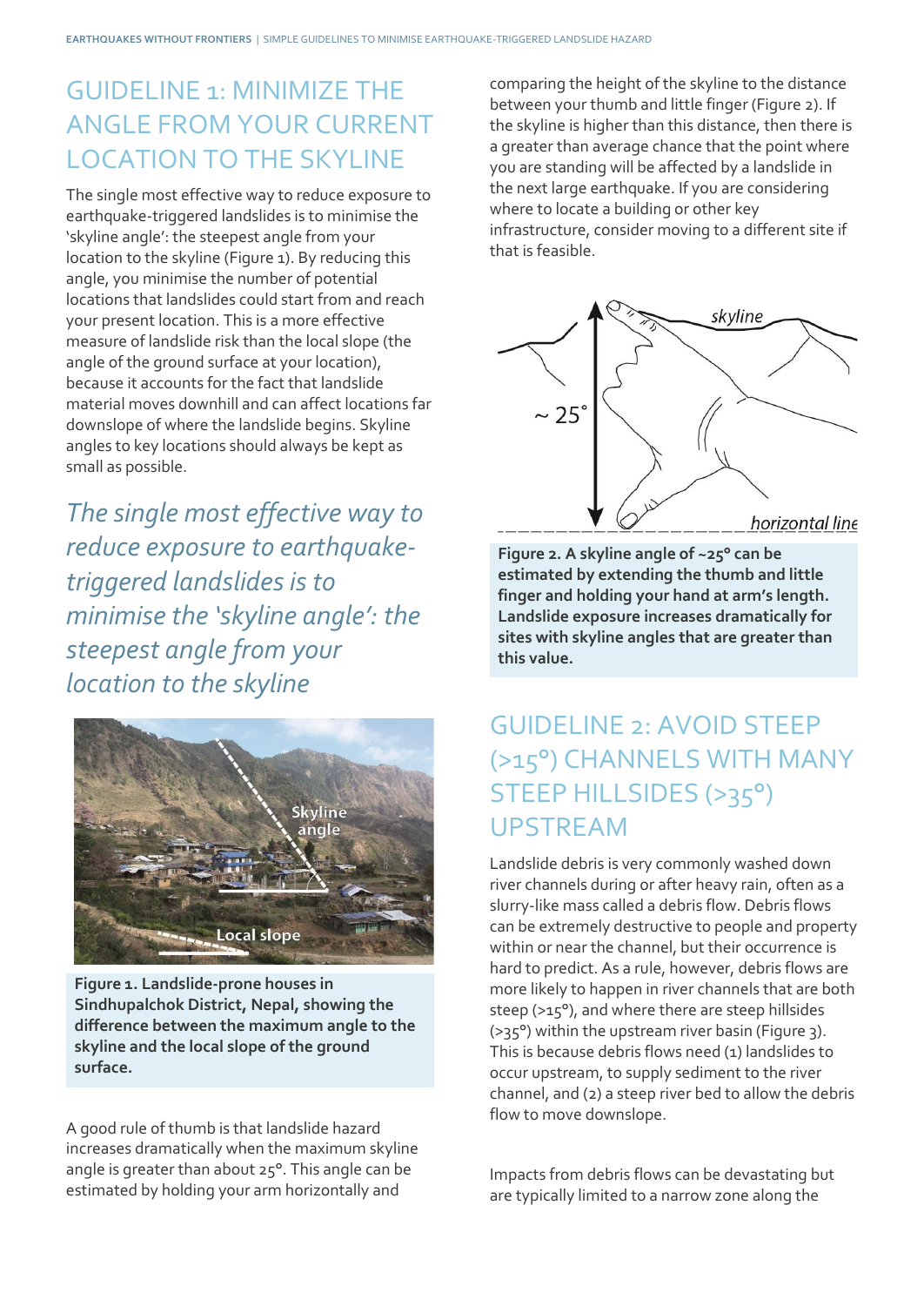## GUIDELINE 1: MINIMIZE THE ANGLE FROM YOUR CURRENT LOCATION TO THE SKYLINE

The single most effective way to reduce exposure to earthquake-triggered landslides is to minimise the 'skyline angle': the steepest angle from your location to the skyline (Figure 1). By reducing this angle, you minimise the number of potential locations that landslides could start from and reach your present location. This is a more effective measure of landslide risk than the local slope (the angle of the ground surface at your location), because it accounts for the fact that landslide material moves downhill and can affect locations far downslope of where the landslide begins. Skyline angles to key locations should always be kept as small as possible.

*The single most effective way to reduce exposure to earthquake-triggered landslides is to minimise the 'skyline angle': the steepest angle from your location to the skyline*

**Figure 1. Landslide-prone houses in Sindhupalchok District, Nepal, showing the difference between the maximum angle to the skyline and the local slope of the ground surface.**

A good rule of thumb is that landslide hazard increases dramatically when the maximum skyline angle is greater than about 25°. This angle can be estimated by holding your arm horizontally and comparing the height of the skyline to the distance between your thumb and little finger (Figure 2). If the skyline is higher than this distance, then there is a greater than average chance that the point where you are standing will be affected by a landslide in the next large earthquake. If you are considering where to locate a building or other key infrastructure, consider moving to a different site if that is feasible.

**Figure 2. A skyline angle of ~25° can be estimated by extending the thumb and little finger and holding your hand at arm's length. Landslide exposure increases dramatically for sites with skyline angles that are greater than this value.**

## GUIDELINE 2: AVOID STEEP (>15°) CHANNELS WITH MANY STEEP HILLSIDES (>35°) UPSTREAM

Landslide debris is very commonly washed down river channels during or after heavy rain, often as a slurry-like mass called a debris flow. Debris flows can be extremely destructive to people and property within or near the channel, but their occurrence is hard to predict. As a rule, however, debris flows are more likely to happen in river channels that are both steep (>15°), and where there are steep hillsides (>35°) within the upstream river basin (Figure 3). This is because debris flows need (1) landslides to occur upstream, to supply sediment to the river channel, and (2) a steep river bed to allow the debris flow to move downslope.

Impacts from debris flows can be devastating but are typically limited to a narrow zone along the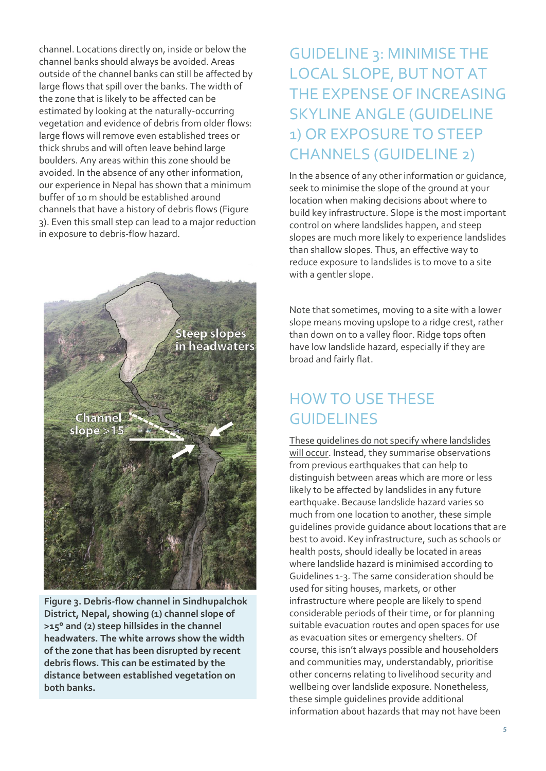channel. Locations directly on, inside or below the channel banks should always be avoided. Areas outside of the channel banks can still be affected by large flows that spill over the banks. The width of the zone that is likely to be affected can be estimated by looking at the naturally-occurring vegetation and evidence of debris from older flows: large flows will remove even established trees or thick shrubs and will often leave behind large boulders. Any areas within this zone should be avoided. In the absence of any other information, our experience in Nepal has shown that a minimum buffer of 10 m should be established around channels that have a history of debris flows (Figure 3). Even this small step can lead to a major reduction in exposure to debris-flow hazard.

**Figure 3. Debris-flow channel in Sindhupalchok District, Nepal, showing (1) channel slope of >15° and (2) steep hillsides in the channel headwaters. The white arrows show the width of the zone that has been disrupted by recent debris flows. This can be estimated by the distance between established vegetation on both banks.**

## GUIDELINE 3: MINIMISE THE LOCAL SLOPE, BUT NOT AT THE EXPENSE OF INCREASING SKYLINE ANGLE (GUIDELINE 1) OR EXPOSURE TO STEEP CHANNELS (GUIDELINE 2)

In the absence of any other information or guidance, seek to minimise the slope of the ground at your location when making decisions about where to build key infrastructure. Slope is the most important control on where landslides happen, and steep slopes are much more likely to experience landslides than shallow slopes. Thus, an effective way to reduce exposure to landslides is to move to a site with a gentler slope.

Note that sometimes, moving to a site with a lower slope means moving upslope to a ridge crest, rather than down on to a valley floor. Ridge tops often have low landslide hazard, especially if they are broad and fairly flat.

## HOW TO USE THESE GUIDELINES

<u>These guidelines do not specify where landslides will occur</u>. Instead, they summarise observations from previous earthquakes that can help to distinguish between areas which are more or less likely to be affected by landslides in any future earthquake. Because landslide hazard varies so much from one location to another, these simple guidelines provide guidance about locations that are best to avoid. Key infrastructure, such as schools or health posts, should ideally be located in areas where landslide hazard is minimised according to Guidelines 1-3. The same consideration should be used for siting houses, markets, or other infrastructure where people are likely to spend considerable periods of their time, or for planning suitable evacuation routes and open spaces for use as evacuation sites or emergency shelters. Of course, this isn't always possible and householders and communities may, understandably, prioritise other concerns relating to livelihood security and wellbeing over landslide exposure. Nonetheless, these simple guidelines provide additional information about hazards that may not have been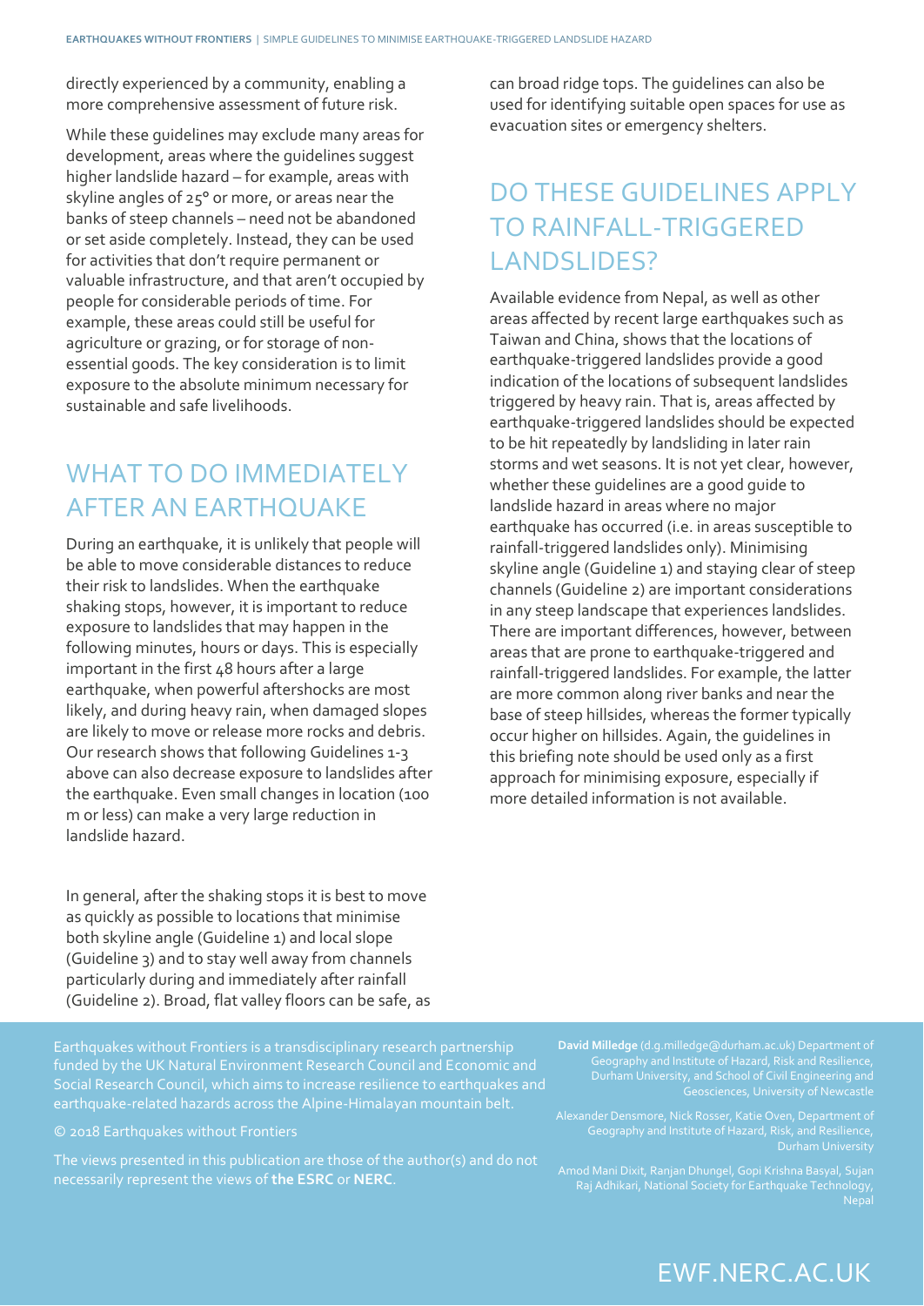directly experienced by a community, enabling a more comprehensive assessment of future risk.

While these guidelines may exclude many areas for development, areas where the guidelines suggest higher landslide hazard – for example, areas with skyline angles of 25° or more, or areas near the banks of steep channels – need not be abandoned or set aside completely. Instead, they can be used for activities that don't require permanent or valuable infrastructure, and that aren't occupied by people for considerable periods of time. For example, these areas could still be useful for agriculture or grazing, or for storage of non-essential goods. The key consideration is to limit exposure to the absolute minimum necessary for sustainable and safe livelihoods.

## WHAT TO DO IMMEDIATELY AFTER AN EARTHQUAKE

During an earthquake, it is unlikely that people will be able to move considerable distances to reduce their risk to landslides. When the earthquake shaking stops, however, it is important to reduce exposure to landslides that may happen in the following minutes, hours or days. This is especially important in the first 48 hours after a large earthquake, when powerful aftershocks are most likely, and during heavy rain, when damaged slopes are likely to move or release more rocks and debris. Our research shows that following Guidelines 1-3 above can also decrease exposure to landslides after the earthquake. Even small changes in location (100 m or less) can make a very large reduction in landslide hazard.

In general, after the shaking stops it is best to move as quickly as possible to locations that minimise both skyline angle (Guideline 1) and local slope (Guideline 3) and to stay well away from channels particularly during and immediately after rainfall (Guideline 2). Broad, flat valley floors can be safe, as can broad ridge tops. The guidelines can also be used for identifying suitable open spaces for use as evacuation sites or emergency shelters.

## DO THESE GUIDELINES APPLY TO RAINFALL-TRIGGERED LANDSLIDES?

Available evidence from Nepal, as well as other areas affected by recent large earthquakes such as Taiwan and China, shows that the locations of earthquake-triggered landslides provide a good indication of the locations of subsequent landslides triggered by heavy rain. That is, areas affected by earthquake-triggered landslides should be expected to be hit repeatedly by landsliding in later rain storms and wet seasons. It is not yet clear, however, whether these guidelines are a good guide to landslide hazard in areas where no major earthquake has occurred (i.e. in areas susceptible to rainfall-triggered landslides only). Minimising skyline angle (Guideline 1) and staying clear of steep channels (Guideline 2) are important considerations in any steep landscape that experiences landslides. There are important differences, however, between areas that are prone to earthquake-triggered and rainfall-triggered landslides. For example, the latter are more common along river banks and near the base of steep hillsides, whereas the former typically occur higher on hillsides. Again, the guidelines in this briefing note should be used only as a first approach for minimising exposure, especially if more detailed information is not available.

Earthquakes without Frontiers is a transdisciplinary research partnership funded by the UK Natural Environment Research Council and Economic and Social Research Council, which aims to increase resilience to earthquakes and earthquake-related hazards across the Alpine-Himalayan mountain belt.

© 2018 Earthquakes without Frontiers

The views presented in this publication are those of the author(s) and do not necessarily represent the views of **the ESRC** or **NERC**.

**David Milledge** (d.g.milledge@durham.ac.uk) Department of Geography and Institute of Hazard, Risk and Resilience, Durham University, and School of Civil Engineering and Geosciences, University of Newcastle

Alexander Densmore, Nick Rosser, Katie Oven, Department of Geography and Institute of Hazard, Risk, and Resilience, Durham University

Amod Mani Dixit, Ranjan Dhungel, Gopi Krishna Basyal, Sujan Raj Adhikari, National Society for Earthquake Technology, Nepal

EWF.NERC.AC.UK